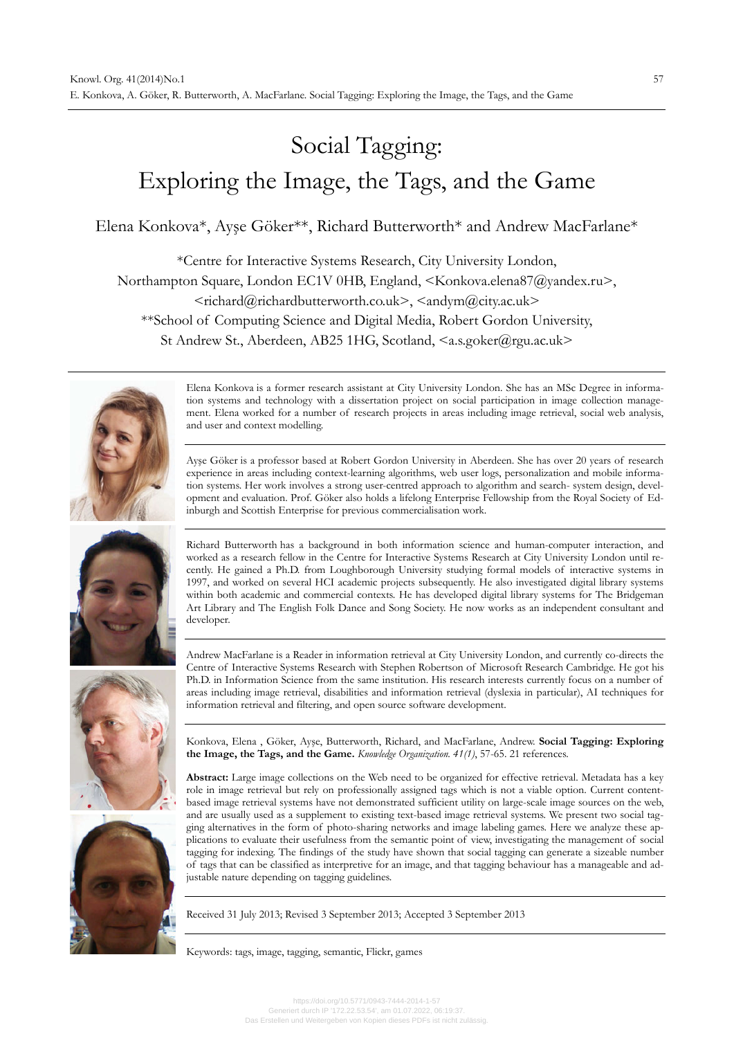# Social Tagging: Exploring the Image, the Tags, and the Game

Elena Konkova*, Ayşe Göker**, Richard Butterworth* and Andrew MacFarlane*

*Centre for Interactive Systems Research, City University London, Northampton Square, London EC1V 0HB, England, <Konkova.elena87@yandex.ru>, <richard@richardbutterworth.co.uk>, <andym@city.ac.uk>

**School of Computing Science and Digital Media, Robert Gordon University, St Andrew St., Aberdeen, AB25 1HG, Scotland, <a.s.goker@rgu.ac.uk>

Elena Konkova is a former research assistant at City University London. She has an MSc Degree in information systems and technology with a dissertation project on social participation in image collection management. Elena worked for a number of research projects in areas including image retrieval, social web analysis, and user and context modelling.

Ayşe Göker is a professor based at Robert Gordon University in Aberdeen. She has over 20 years of research experience in areas including context-learning algorithms, web user logs, personalization and mobile information systems. Her work involves a strong user-centred approach to algorithm and search- system design, development and evaluation. Prof. Göker also holds a lifelong Enterprise Fellowship from the Royal Society of Edinburgh and Scottish Enterprise for previous commercialisation work.

Richard Butterworth has a background in both information science and human-computer interaction, and worked as a research fellow in the Centre for Interactive Systems Research at City University London until recently. He gained a Ph.D. from Loughborough University studying formal models of interactive systems in 1997, and worked on several HCI academic projects subsequently. He also investigated digital library systems within both academic and commercial contexts. He has developed digital library systems for The Bridgeman Art Library and The English Folk Dance and Song Society. He now works as an independent consultant and developer.

Andrew MacFarlane is a Reader in information retrieval at City University London, and currently co-directs the Centre of Interactive Systems Research with Stephen Robertson of Microsoft Research Cambridge. He got his Ph.D. in Information Science from the same institution. His research interests currently focus on a number of areas including image retrieval, disabilities and information retrieval (dyslexia in particular), AI techniques for information retrieval and filtering, and open source software development.

Konkova, Elena , Göker, Ayşe, Butterworth, Richard, and MacFarlane, Andrew. **Social Tagging: Exploring the Image, the Tags, and the Game.** *Knowledge Organization. 41(1)*, 57-65. 21 references.

**Abstract:** Large image collections on the Web need to be organized for effective retrieval. Metadata has a key role in image retrieval but rely on professionally assigned tags which is not a viable option. Current content-based image retrieval systems have not demonstrated sufficient utility on large-scale image sources on the web, and are usually used as a supplement to existing text-based image retrieval systems. We present two social tagging alternatives in the form of photo-sharing networks and image labeling games. Here we analyze these applications to evaluate their usefulness from the semantic point of view, investigating the management of social tagging for indexing. The findings of the study have shown that social tagging can generate a sizeable number of tags that can be classified as interpretive for an image, and that tagging behaviour has a manageable and adjustable nature depending on tagging guidelines.

Received 31 July 2013; Revised 3 September 2013; Accepted 3 September 2013

Keywords: tags, image, tagging, semantic, Flickr, games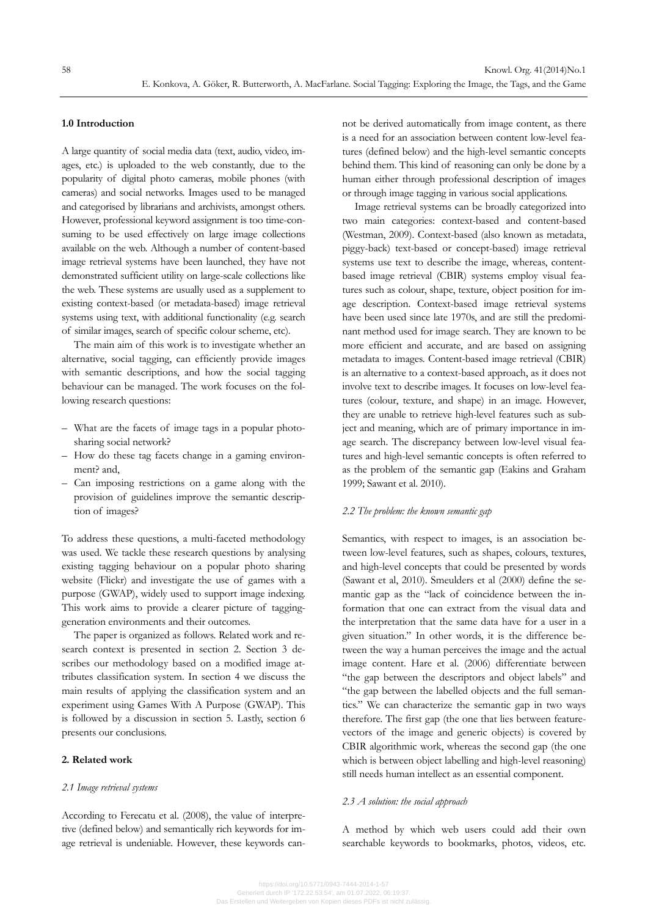## 1.0 Introduction

A large quantity of social media data (text, audio, video, images, etc.) is uploaded to the web constantly, due to the popularity of digital photo cameras, mobile phones (with cameras) and social networks. Images used to be managed and categorised by librarians and archivists, amongst others. However, professional keyword assignment is too time-consuming to be used effectively on large image collections available on the web. Although a number of content-based image retrieval systems have been launched, they have not demonstrated sufficient utility on large-scale collections like the web. These systems are usually used as a supplement to existing context-based (or metadata-based) image retrieval systems using text, with additional functionality (e.g. search of similar images, search of specific colour scheme, etc).

The main aim of this work is to investigate whether an alternative, social tagging, can efficiently provide images with semantic descriptions, and how the social tagging behaviour can be managed. The work focuses on the following research questions:

- What are the facets of image tags in a popular photo-sharing social network?
- How do these tag facets change in a gaming environment? and,
- Can imposing restrictions on a game along with the provision of guidelines improve the semantic description of images?

To address these questions, a multi-faceted methodology was used. We tackle these research questions by analysing existing tagging behaviour on a popular photo sharing website (Flickr) and investigate the use of games with a purpose (GWAP), widely used to support image indexing. This work aims to provide a clearer picture of tagging-generation environments and their outcomes.

The paper is organized as follows. Related work and research context is presented in section 2. Section 3 describes our methodology based on a modified image attributes classification system. In section 4 we discuss the main results of applying the classification system and an experiment using Games With A Purpose (GWAP). This is followed by a discussion in section 5. Lastly, section 6 presents our conclusions.

## 2. Related work

### *2.1 Image retrieval systems*

According to Ferecatu et al. (2008), the value of interpretive (defined below) and semantically rich keywords for image retrieval is undeniable. However, these keywords cannot be derived automatically from image content, as there is a need for an association between content low-level features (defined below) and the high-level semantic concepts behind them. This kind of reasoning can only be done by a human either through professional description of images or through image tagging in various social applications.

Image retrieval systems can be broadly categorized into two main categories: context-based and content-based (Westman, 2009). Context-based (also known as metadata, piggy-back) text-based or concept-based) image retrieval systems use text to describe the image, whereas, content-based image retrieval (CBIR) systems employ visual features such as colour, shape, texture, object position for image description. Context-based image retrieval systems have been used since late 1970s, and are still the predominant method used for image search. They are known to be more efficient and accurate, and are based on assigning metadata to images. Content-based image retrieval (CBIR) is an alternative to a context-based approach, as it does not involve text to describe images. It focuses on low-level features (colour, texture, and shape) in an image. However, they are unable to retrieve high-level features such as subject and meaning, which are of primary importance in image search. The discrepancy between low-level visual features and high-level semantic concepts is often referred to as the problem of the semantic gap (Eakins and Graham 1999; Sawant et al. 2010).

### *2.2 The problem: the known semantic gap*

Semantics, with respect to images, is an association between low-level features, such as shapes, colours, textures, and high-level concepts that could be presented by words (Sawant et al, 2010). Smeulders et al (2000) define the semantic gap as the "lack of coincidence between the information that one can extract from the visual data and the interpretation that the same data have for a user in a given situation." In other words, it is the difference between the way a human perceives the image and the actual image content. Hare et al. (2006) differentiate between "the gap between the descriptors and object labels" and "the gap between the labelled objects and the full semantics." We can characterize the semantic gap in two ways therefore. The first gap (the one that lies between feature-vectors of the image and generic objects) is covered by CBIR algorithmic work, whereas the second gap (the one which is between object labelling and high-level reasoning) still needs human intellect as an essential component.

### *2.3 A solution: the social approach*

A method by which web users could add their own searchable keywords to bookmarks, photos, videos, etc.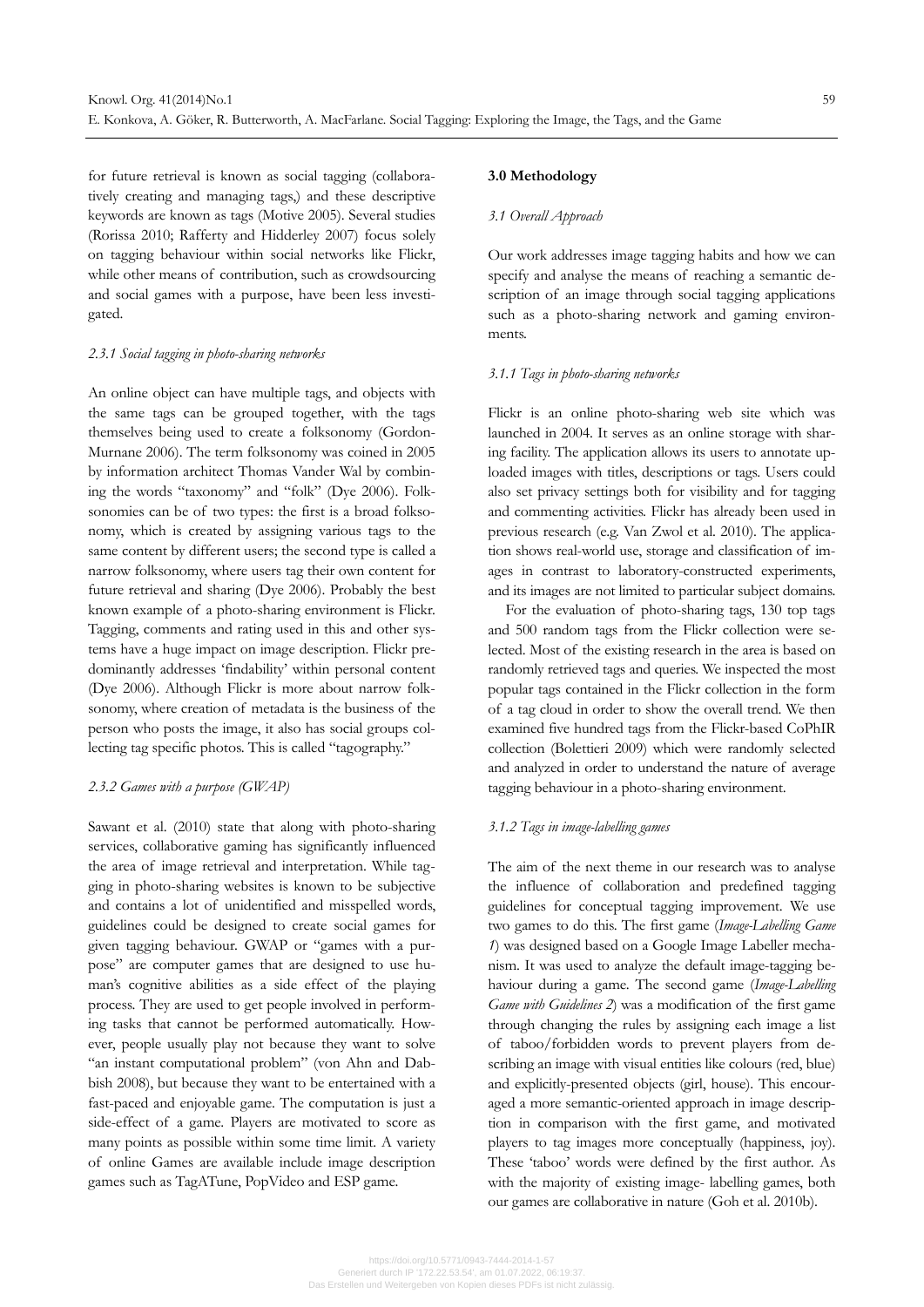for future retrieval is known as social tagging (collaboratively creating and managing tags,) and these descriptive keywords are known as tags (Motive 2005). Several studies (Rorissa 2010; Rafferty and Hidderley 2007) focus solely on tagging behaviour within social networks like Flickr, while other means of contribution, such as crowdsourcing and social games with a purpose, have been less investigated.

### *2.3.1 Social tagging in photo-sharing networks*

An online object can have multiple tags, and objects with the same tags can be grouped together, with the tags themselves being used to create a folksonomy (Gordon-Murnane 2006). The term folksonomy was coined in 2005 by information architect Thomas Vander Wal by combining the words "taxonomy" and "folk" (Dye 2006). Folksonomies can be of two types: the first is a broad folksonomy, which is created by assigning various tags to the same content by different users; the second type is called a narrow folksonomy, where users tag their own content for future retrieval and sharing (Dye 2006). Probably the best known example of a photo-sharing environment is Flickr. Tagging, comments and rating used in this and other systems have a huge impact on image description. Flickr predominantly addresses 'findability' within personal content (Dye 2006). Although Flickr is more about narrow folksonomy, where creation of metadata is the business of the person who posts the image, it also has social groups collecting tag specific photos. This is called "tagography."

### *2.3.2 Games with a purpose (GWAP)*

Sawant et al. (2010) state that along with photo-sharing services, collaborative gaming has significantly influenced the area of image retrieval and interpretation. While tagging in photo-sharing websites is known to be subjective and contains a lot of unidentified and misspelled words, guidelines could be designed to create social games for given tagging behaviour. GWAP or "games with a purpose" are computer games that are designed to use human's cognitive abilities as a side effect of the playing process. They are used to get people involved in performing tasks that cannot be performed automatically. However, people usually play not because they want to solve "an instant computational problem" (von Ahn and Dabbish 2008), but because they want to be entertained with a fast-paced and enjoyable game. The computation is just a side-effect of a game. Players are motivated to score as many points as possible within some time limit. A variety of online Games are available include image description games such as TagATune, PopVideo and ESP game.

## 3.0 Methodology

### *3.1 Overall Approach*

Our work addresses image tagging habits and how we can specify and analyse the means of reaching a semantic description of an image through social tagging applications such as a photo-sharing network and gaming environments.

### *3.1.1 Tags in photo-sharing networks*

Flickr is an online photo-sharing web site which was launched in 2004. It serves as an online storage with sharing facility. The application allows its users to annotate uploaded images with titles, descriptions or tags. Users could also set privacy settings both for visibility and for tagging and commenting activities. Flickr has already been used in previous research (e.g. Van Zwol et al. 2010). The application shows real-world use, storage and classification of images in contrast to laboratory-constructed experiments, and its images are not limited to particular subject domains.

For the evaluation of photo-sharing tags, 130 top tags and 500 random tags from the Flickr collection were selected. Most of the existing research in the area is based on randomly retrieved tags and queries. We inspected the most popular tags contained in the Flickr collection in the form of a tag cloud in order to show the overall trend. We then examined five hundred tags from the Flickr-based CoPhIR collection (Bolettieri 2009) which were randomly selected and analyzed in order to understand the nature of average tagging behaviour in a photo-sharing environment.

### *3.1.2 Tags in image-labelling games*

The aim of the next theme in our research was to analyse the influence of collaboration and predefined tagging guidelines for conceptual tagging improvement. We use two games to do this. The first game (*Image-Labelling Game 1*) was designed based on a Google Image Labeller mechanism. It was used to analyze the default image-tagging behaviour during a game. The second game (*Image-Labelling Game with Guidelines 2*) was a modification of the first game through changing the rules by assigning each image a list of taboo/forbidden words to prevent players from describing an image with visual entities like colours (red, blue) and explicitly-presented objects (girl, house). This encouraged a more semantic-oriented approach in image description in comparison with the first game, and motivated players to tag images more conceptually (happiness, joy). These 'taboo' words were defined by the first author. As with the majority of existing image- labelling games, both our games are collaborative in nature (Goh et al. 2010b).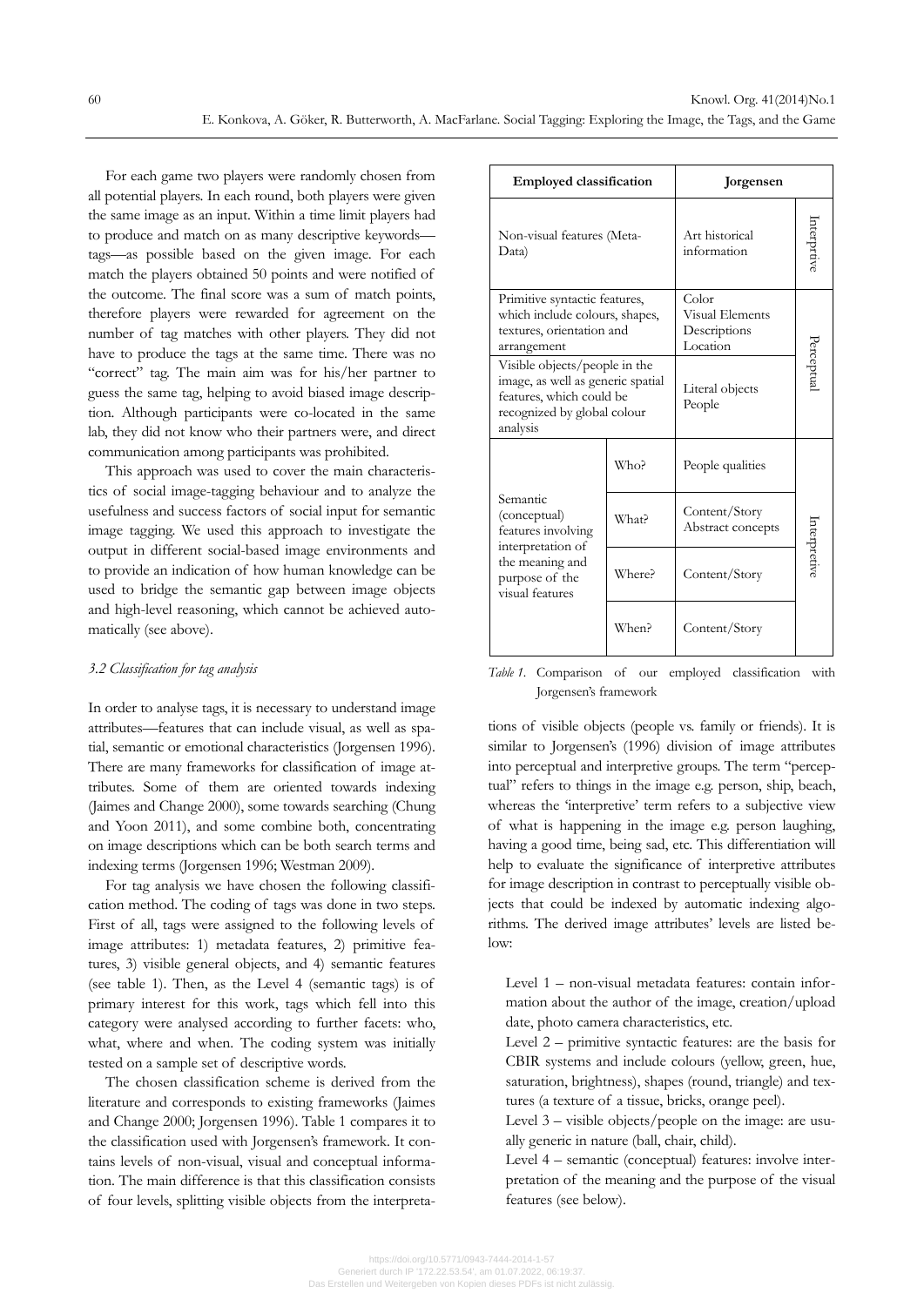For each game two players were randomly chosen from all potential players. In each round, both players were given the same image as an input. Within a time limit players had to produce and match on as many descriptive keywords—tags—as possible based on the given image. For each match the players obtained 50 points and were notified of the outcome. The final score was a sum of match points, therefore players were rewarded for agreement on the number of tag matches with other players. They did not have to produce the tags at the same time. There was no "correct" tag. The main aim was for his/her partner to guess the same tag, helping to avoid biased image description. Although participants were co-located in the same lab, they did not know who their partners were, and direct communication among participants was prohibited.

This approach was used to cover the main characteristics of social image-tagging behaviour and to analyze the usefulness and success factors of social input for semantic image tagging. We used this approach to investigate the output in different social-based image environments and to provide an indication of how human knowledge can be used to bridge the semantic gap between image objects and high-level reasoning, which cannot be achieved automatically (see above).

### *3.2 Classification for tag analysis*

In order to analyse tags, it is necessary to understand image attributes—features that can include visual, as well as spatial, semantic or emotional characteristics (Jorgensen 1996). There are many frameworks for classification of image attributes. Some of them are oriented towards indexing (Jaimes and Change 2000), some towards searching (Chung and Yoon 2011), and some combine both, concentrating on image descriptions which can be both search terms and indexing terms (Jorgensen 1996; Westman 2009).

For tag analysis we have chosen the following classification method. The coding of tags was done in two steps. First of all, tags were assigned to the following levels of image attributes: 1) metadata features, 2) primitive features, 3) visible general objects, and 4) semantic features (see table 1). Then, as the Level 4 (semantic tags) is of primary interest for this work, tags which fell into this category were analysed according to further facets: who, what, where and when. The coding system was initially tested on a sample set of descriptive words.

The chosen classification scheme is derived from the literature and corresponds to existing frameworks (Jaimes and Change 2000; Jorgensen 1996). Table 1 compares it to the classification used with Jorgensen's framework. It contains levels of non-visual, visual and conceptual information. The main difference is that this classification consists of four levels, splitting visible objects from the interpretations of visible objects (people vs. family or friends). It is similar to Jorgensen's (1996) division of image attributes into perceptual and interpretive groups. The term "perceptual" refers to things in the image e.g. person, ship, beach, whereas the 'interpretive' term refers to a subjective view of what is happening in the image e.g. person laughing, having a good time, being sad, etc. This differentiation will help to evaluate the significance of interpretive attributes for image description in contrast to perceptually visible objects that could be indexed by automatic indexing algorithms. The derived image attributes' levels are listed below:

| Employed classification | | Jorgensen | |
|---|---|---|---|
| Non-visual features (Meta-Data) | | Art historical information | Interprtive |
| Primitive syntactic features, which include colours, shapes, textures, orientation and arrangement | | Color<br>Visual Elements<br>Descriptions<br>Location | Perceptual |
| Visible objects/people in the image, as well as generic spatial features, which could be recognized by global colour analysis | | Literal objects<br>People | Perceptual |
| Semantic (conceptual) features involving interpretation of the meaning and purpose of the visual features | Who? | People qualities | Interpretive |
| | What? | Content/Story<br>Abstract concepts | Interpretive |
| | Where? | Content/Story | Interpretive |
| | When? | Content/Story | Interpretive |

*Table 1.* Comparison of our employed classification with Jorgensen's framework

Level 1 – non-visual metadata features: contain information about the author of the image, creation/upload date, photo camera characteristics, etc.

Level 2 – primitive syntactic features: are the basis for CBIR systems and include colours (yellow, green, hue, saturation, brightness), shapes (round, triangle) and textures (a texture of a tissue, bricks, orange peel).

Level 3 – visible objects/people on the image: are usually generic in nature (ball, chair, child).

Level 4 – semantic (conceptual) features: involve interpretation of the meaning and the purpose of the visual features (see below).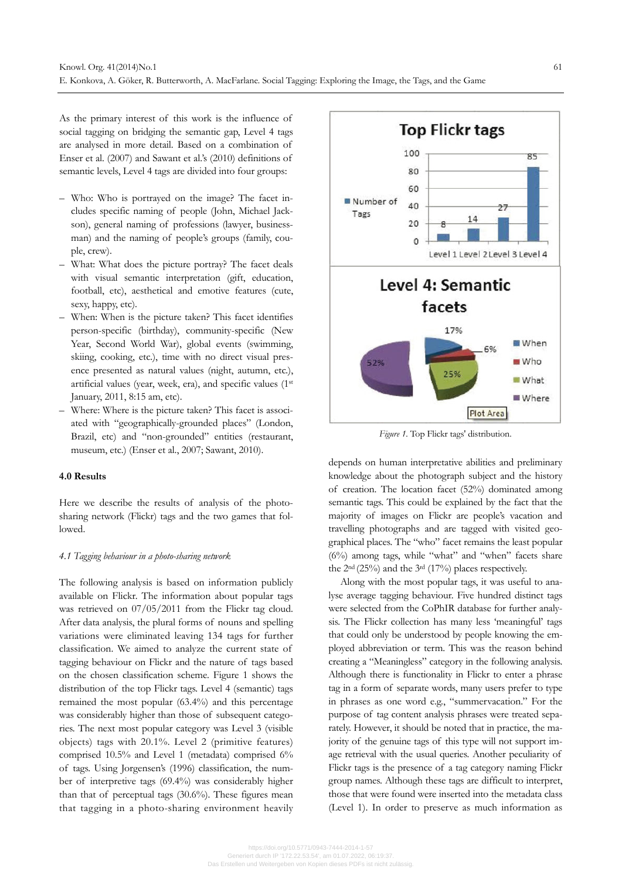As the primary interest of this work is the influence of social tagging on bridging the semantic gap, Level 4 tags are analysed in more detail. Based on a combination of Enser et al. (2007) and Sawant et al.'s (2010) definitions of semantic levels, Level 4 tags are divided into four groups:

- Who: Who is portrayed on the image? The facet includes specific naming of people (John, Michael Jackson), general naming of professions (lawyer, businessman) and the naming of people's groups (family, couple, crew).
- What: What does the picture portray? The facet deals with visual semantic interpretation (gift, education, football, etc), aesthetical and emotive features (cute, sexy, happy, etc).
- When: When is the picture taken? This facet identifies person-specific (birthday), community-specific (New Year, Second World War), global events (swimming, skiing, cooking, etc.), time with no direct visual presence presented as natural values (night, autumn, etc.), artificial values (year, week, era), and specific values (1st January, 2011, 8:15 am, etc).
- Where: Where is the picture taken? This facet is associated with "geographically-grounded places" (London, Brazil, etc) and "non-grounded" entities (restaurant, museum, etc.) (Enser et al., 2007; Sawant, 2010).

## 4.0 Results

Here we describe the results of analysis of the photo-sharing network (Flickr) tags and the two games that followed.

### *4.1 Tagging behaviour in a photo-sharing network*

The following analysis is based on information publicly available on Flickr. The information about popular tags was retrieved on 07/05/2011 from the Flickr tag cloud. After data analysis, the plural forms of nouns and spelling variations were eliminated leaving 134 tags for further classification. We aimed to analyze the current state of tagging behaviour on Flickr and the nature of tags based on the chosen classification scheme. Figure 1 shows the distribution of the top Flickr tags. Level 4 (semantic) tags remained the most popular (63.4%) and this percentage was considerably higher than those of subsequent categories. The next most popular category was Level 3 (visible objects) tags with 20.1%. Level 2 (primitive features) comprised 10.5% and Level 1 (metadata) comprised 6% of tags. Using Jorgensen's (1996) classification, the number of interpretive tags (69.4%) was considerably higher than that of perceptual tags (30.6%). These figures mean that tagging in a photo-sharing environment heavily

*Figure 1.* Top Flickr tags' distribution.

depends on human interpretative abilities and preliminary knowledge about the photograph subject and the history of creation. The location facet (52%) dominated among semantic tags. This could be explained by the fact that the majority of images on Flickr are people's vacation and travelling photographs and are tagged with visited geographical places. The "who" facet remains the least popular (6%) among tags, while "what" and "when" facets share the 2nd (25%) and the 3rd (17%) places respectively.

Along with the most popular tags, it was useful to analyse average tagging behaviour. Five hundred distinct tags were selected from the CoPhIR database for further analysis. The Flickr collection has many less 'meaningful' tags that could only be understood by people knowing the employed abbreviation or term. This was the reason behind creating a "Meaningless" category in the following analysis. Although there is functionality in Flickr to enter a phrase tag in a form of separate words, many users prefer to type in phrases as one word e.g., "summervacation." For the purpose of tag content analysis phrases were treated separately. However, it should be noted that in practice, the majority of the genuine tags of this type will not support image retrieval with the usual queries. Another peculiarity of Flickr tags is the presence of a tag category naming Flickr group names. Although these tags are difficult to interpret, those that were found were inserted into the metadata class (Level 1). In order to preserve as much information as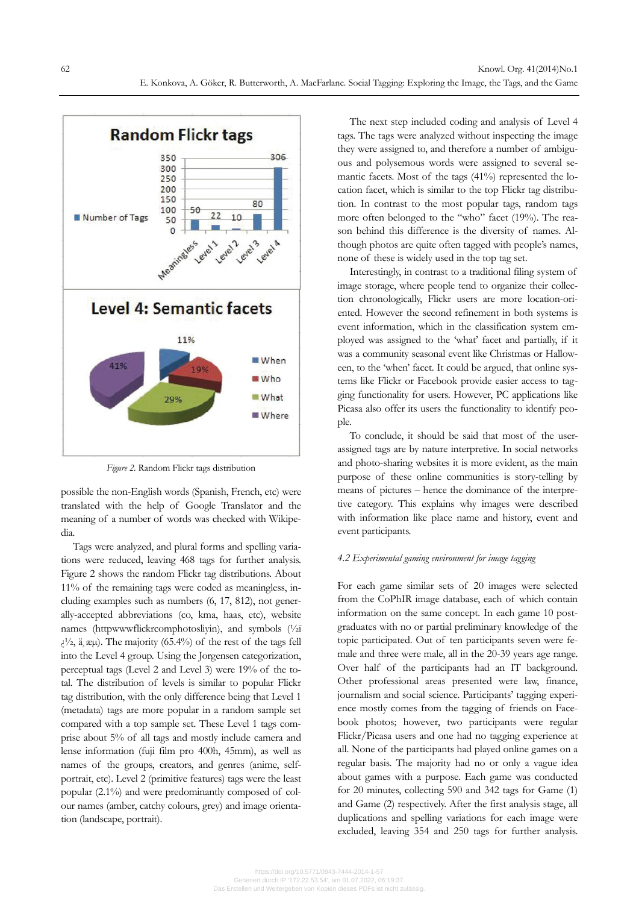Figure 2. Random Flickr tags distribution

possible the non-English words (Spanish, French, etc) were translated with the help of Google Translator and the meaning of a number of words was checked with Wikipedia.

Tags were analyzed, and plural forms and spelling variations were reduced, leaving 468 tags for further analysis. Figure 2 shows the random Flickr tag distributions. About 11% of the remaining tags were coded as meaningless, including examples such as numbers (6, 17, 812), not generally-accepted abbreviations (co, kma, haas, etc), website names (httpwwwflickrcomphotosliyin), and symbols (½ï ¿½, ä¸æµ). The majority (65.4%) of the rest of the tags fell into the Level 4 group. Using the Jorgensen categorization, perceptual tags (Level 2 and Level 3) were 19% of the total. The distribution of levels is similar to popular Flickr tag distribution, with the only difference being that Level 1 (metadata) tags are more popular in a random sample set compared with a top sample set. These Level 1 tags comprise about 5% of all tags and mostly include camera and lense information (fuji film pro 400h, 45mm), as well as names of the groups, creators, and genres (anime, self-portrait, etc). Level 2 (primitive features) tags were the least popular (2.1%) and were predominantly composed of colour names (amber, catchy colours, grey) and image orientation (landscape, portrait).

The next step included coding and analysis of Level 4 tags. The tags were analyzed without inspecting the image they were assigned to, and therefore a number of ambiguous and polysemous words were assigned to several semantic facets. Most of the tags (41%) represented the location facet, which is similar to the top Flickr tag distribution. In contrast to the most popular tags, random tags more often belonged to the "who" facet (19%). The reason behind this difference is the diversity of names. Although photos are quite often tagged with people's names, none of these is widely used in the top tag set.

Interestingly, in contrast to a traditional filing system of image storage, where people tend to organize their collection chronologically, Flickr users are more location-oriented. However the second refinement in both systems is event information, which in the classification system employed was assigned to the 'what' facet and partially, if it was a community seasonal event like Christmas or Halloween, to the 'when' facet. It could be argued, that online systems like Flickr or Facebook provide easier access to tagging functionality for users. However, PC applications like Picasa also offer its users the functionality to identify people.

To conclude, it should be said that most of the user-assigned tags are by nature interpretive. In social networks and photo-sharing websites it is more evident, as the main purpose of these online communities is story-telling by means of pictures – hence the dominance of the interpretive category. This explains why images were described with information like place name and history, event and event participants.

### *4.2 Experimental gaming environment for image tagging*

For each game similar sets of 20 images were selected from the CoPhIR image database, each of which contain information on the same concept. In each game 10 postgraduates with no or partial preliminary knowledge of the topic participated. Out of ten participants seven were female and three were male, all in the 20-39 years age range. Over half of the participants had an IT background. Other professional areas presented were law, finance, journalism and social science. Participants' tagging experience mostly comes from the tagging of friends on Facebook photos; however, two participants were regular Flickr/Picasa users and one had no tagging experience at all. None of the participants had played online games on a regular basis. The majority had no or only a vague idea about games with a purpose. Each game was conducted for 20 minutes, collecting 590 and 342 tags for Game (1) and Game (2) respectively. After the first analysis stage, all duplications and spelling variations for each image were excluded, leaving 354 and 250 tags for further analysis.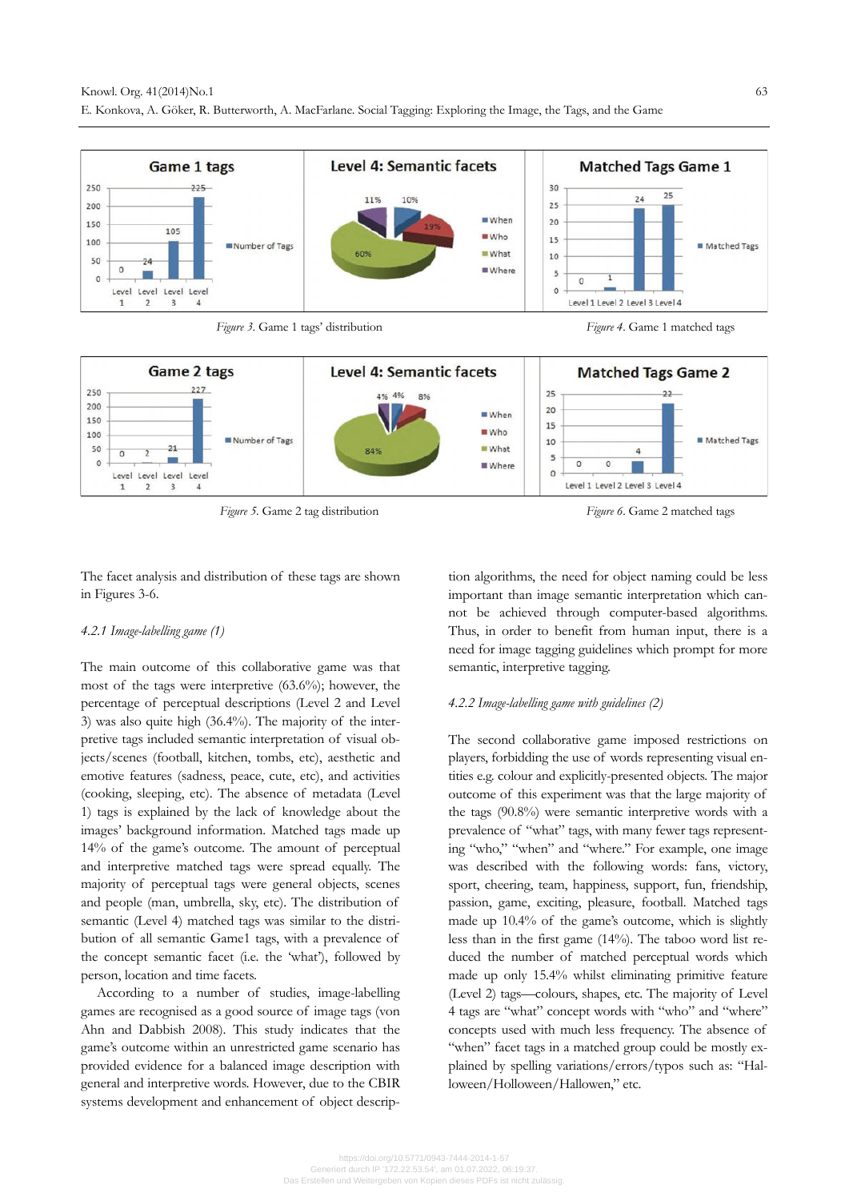Figure 3. Game 1 tags' distribution

Figure 4. Game 1 matched tags

Figure 5. Game 2 tag distribution

Figure 6. Game 2 matched tags

The facet analysis and distribution of these tags are shown in Figures 3-6.

#### 4.2.1 Image-labelling game (1)

The main outcome of this collaborative game was that most of the tags were interpretive (63.6%); however, the percentage of perceptual descriptions (Level 2 and Level 3) was also quite high (36.4%). The majority of the interpretive tags included semantic interpretation of visual objects/scenes (football, kitchen, tombs, etc), aesthetic and emotive features (sadness, peace, cute, etc), and activities (cooking, sleeping, etc). The absence of metadata (Level 1) tags is explained by the lack of knowledge about the images' background information. Matched tags made up 14% of the game's outcome. The amount of perceptual and interpretive matched tags were spread equally. The majority of perceptual tags were general objects, scenes and people (man, umbrella, sky, etc). The distribution of semantic (Level 4) matched tags was similar to the distribution of all semantic Game1 tags, with a prevalence of the concept semantic facet (i.e. the 'what'), followed by person, location and time facets.

According to a number of studies, image-labelling games are recognised as a good source of image tags (von Ahn and Dabbish 2008). This study indicates that the game's outcome within an unrestricted game scenario has provided evidence for a balanced image description with general and interpretive words. However, due to the CBIR systems development and enhancement of object description algorithms, the need for object naming could be less important than image semantic interpretation which cannot be achieved through computer-based algorithms. Thus, in order to benefit from human input, there is a need for image tagging guidelines which prompt for more semantic, interpretive tagging.

#### 4.2.2 Image-labelling game with guidelines (2)

The second collaborative game imposed restrictions on players, forbidding the use of words representing visual entities e.g. colour and explicitly-presented objects. The major outcome of this experiment was that the large majority of the tags (90.8%) were semantic interpretive words with a prevalence of "what" tags, with many fewer tags representing "who," "when" and "where." For example, one image was described with the following words: fans, victory, sport, cheering, team, happiness, support, fun, friendship, passion, game, exciting, pleasure, football. Matched tags made up 10.4% of the game's outcome, which is slightly less than in the first game (14%). The taboo word list reduced the number of matched perceptual words which made up only 15.4% whilst eliminating primitive feature (Level 2) tags—colours, shapes, etc. The majority of Level 4 tags are "what" concept words with "who" and "where" concepts used with much less frequency. The absence of "when" facet tags in a matched group could be mostly explained by spelling variations/errors/typos such as: "Halloween/Holloween/Hallowen," etc.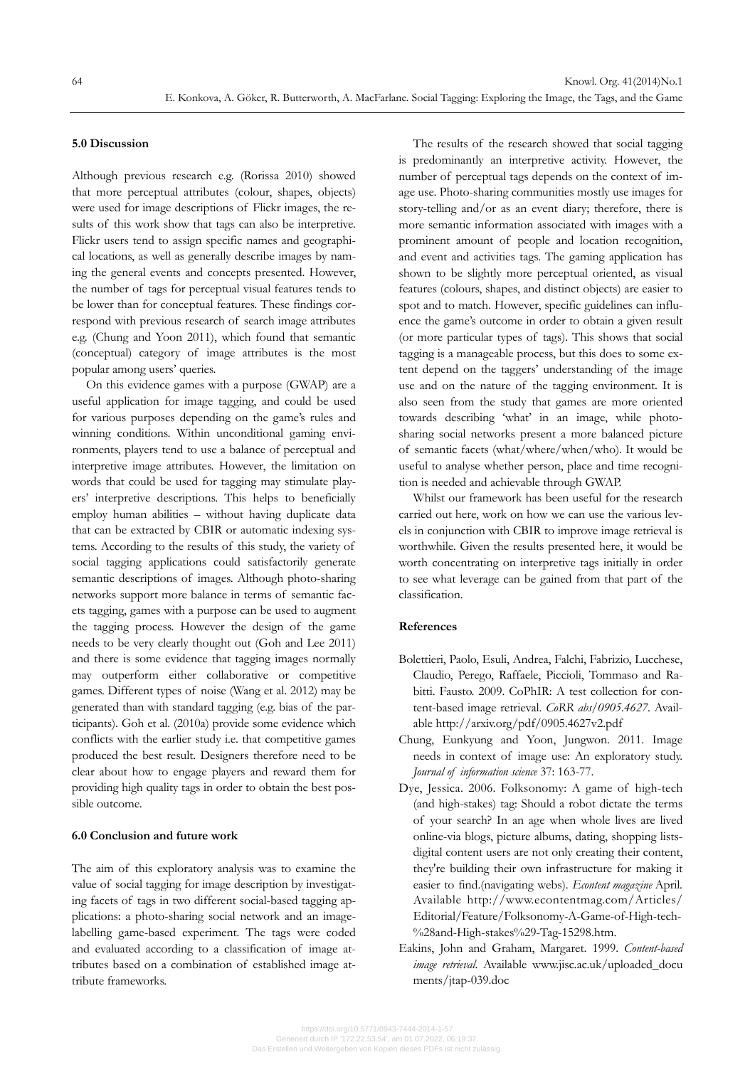### 5.0 Discussion

Although previous research e.g. (Rorissa 2010) showed that more perceptual attributes (colour, shapes, objects) were used for image descriptions of Flickr images, the results of this work show that tags can also be interpretive. Flickr users tend to assign specific names and geographical locations, as well as generally describe images by naming the general events and concepts presented. However, the number of tags for perceptual visual features tends to be lower than for conceptual features. These findings correspond with previous research of search image attributes e.g. (Chung and Yoon 2011), which found that semantic (conceptual) category of image attributes is the most popular among users' queries.

On this evidence games with a purpose (GWAP) are a useful application for image tagging, and could be used for various purposes depending on the game's rules and winning conditions. Within unconditional gaming environments, players tend to use a balance of perceptual and interpretive image attributes. However, the limitation on words that could be used for tagging may stimulate players' interpretive descriptions. This helps to beneficially employ human abilities – without having duplicate data that can be extracted by CBIR or automatic indexing systems. According to the results of this study, the variety of social tagging applications could satisfactorily generate semantic descriptions of images. Although photo-sharing networks support more balance in terms of semantic facets tagging, games with a purpose can be used to augment the tagging process. However the design of the game needs to be very clearly thought out (Goh and Lee 2011) and there is some evidence that tagging images normally may outperform either collaborative or competitive games. Different types of noise (Wang et al. 2012) may be generated than with standard tagging (e.g. bias of the participants). Goh et al. (2010a) provide some evidence which conflicts with the earlier study i.e. that competitive games produced the best result. Designers therefore need to be clear about how to engage players and reward them for providing high quality tags in order to obtain the best possible outcome.

### 6.0 Conclusion and future work

The aim of this exploratory analysis was to examine the value of social tagging for image description by investigating facets of tags in two different social-based tagging applications: a photo-sharing social network and an image-labelling game-based experiment. The tags were coded and evaluated according to a classification of image attributes based on a combination of established image attribute frameworks.

The results of the research showed that social tagging is predominantly an interpretive activity. However, the number of perceptual tags depends on the context of image use. Photo-sharing communities mostly use images for story-telling and/or as an event diary; therefore, there is more semantic information associated with images with a prominent amount of people and location recognition, and event and activities tags. The gaming application has shown to be slightly more perceptual oriented, as visual features (colours, shapes, and distinct objects) are easier to spot and to match. However, specific guidelines can influence the game's outcome in order to obtain a given result (or more particular types of tags). This shows that social tagging is a manageable process, but this does to some extent depend on the taggers' understanding of the image use and on the nature of the tagging environment. It is also seen from the study that games are more oriented towards describing 'what' in an image, while photo-sharing social networks present a more balanced picture of semantic facets (what/where/when/who). It would be useful to analyse whether person, place and time recognition is needed and achievable through GWAP.

Whilst our framework has been useful for the research carried out here, work on how we can use the various levels in conjunction with CBIR to improve image retrieval is worthwhile. Given the results presented here, it would be worth concentrating on interpretive tags initially in order to see what leverage can be gained from that part of the classification.

### References

Bolettieri, Paolo, Esuli, Andrea, Falchi, Fabrizio, Lucchese, Claudio, Perego, Raffaele, Piccioli, Tommaso and Rabitti. Fausto. 2009. CoPhIR: A test collection for content-based image retrieval. *CoRR abs/0905.4627*. Available http://arxiv.org/pdf/0905.4627v2.pdf

Chung, Eunkyung and Yoon, Jungwon. 2011. Image needs in context of image use: An exploratory study. *Journal of information science* 37: 163-77.

Dye, Jessica. 2006. Folksonomy: A game of high-tech (and high-stakes) tag: Should a robot dictate the terms of your search? In an age when whole lives are lived online-via blogs, picture albums, dating, shopping lists-digital content users are not only creating their content, they're building their own infrastructure for making it easier to find.(navigating webs). *Econtent magazine* April. Available http://www.econtentmag.com/Articles/Editorial/Feature/Folksonomy-A-Game-of-High-tech-%28and-High-stakes%29-Tag-15298.htm.

Eakins, John and Graham, Margaret. 1999. *Content-based image retrieval*. Available www.jisc.ac.uk/uploaded_documents/jtap-039.doc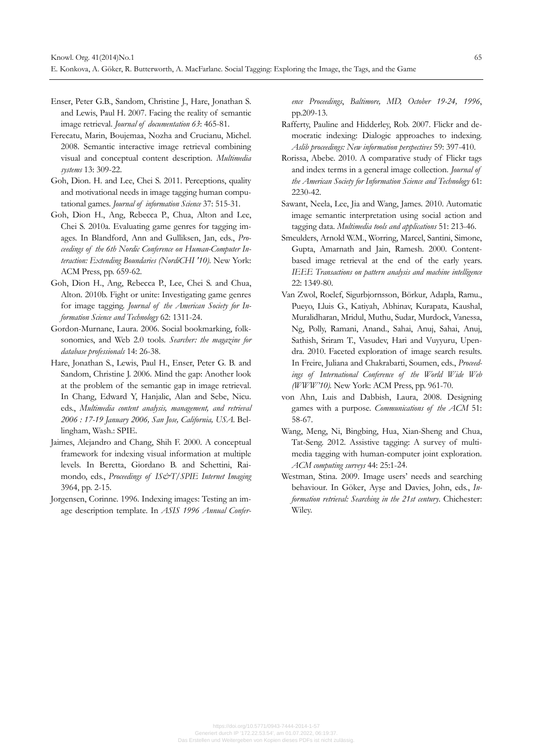Enser, Peter G.B., Sandom, Christine J., Hare, Jonathan S. and Lewis, Paul H. 2007. Facing the reality of semantic image retrieval. *Journal of documentation 63*: 465-81.

Ferecatu, Marin, Boujemaa, Nozha and Crucianu, Michel. 2008. Semantic interactive image retrieval combining visual and conceptual content description. *Multimedia systems* 13: 309-22.

Goh, Dion. H. and Lee, Chei S. 2011. Perceptions, quality and motivational needs in image tagging human computational games. *Journal of information Science* 37: 515-31.

Goh, Dion H., Ang, Rebecca P., Chua, Alton and Lee, Chei S. 2010a. Evaluating game genres for tagging images. In Blandford, Ann and Gulliksen, Jan, eds., *Proceedings of the 6th Nordic Conference on Human-Computer Interaction: Extending Boundaries (NordiCHI '10)*. New York: ACM Press, pp. 659-62.

Goh, Dion H., Ang, Rebecca P., Lee, Chei S. and Chua, Alton. 2010b. Fight or unite: Investigating game genres for image tagging. *Journal of the American Society for Information Science and Technology* 62: 1311-24.

Gordon-Murnane, Laura. 2006. Social bookmarking, folksonomies, and Web 2.0 tools. *Searcher: the magazine for database professionals* 14: 26-38.

Hare, Jonathan S., Lewis, Paul H., Enser, Peter G. B. and Sandom, Christine J. 2006. Mind the gap: Another look at the problem of the semantic gap in image retrieval. In Chang, Edward Y, Hanjalic, Alan and Sebe, Nicu. eds., *Multimedia content analysis, management, and retrieval 2006 : 17-19 January 2006, San Jose, California, USA*. Bellingham, Wash.: SPIE.

Jaimes, Alejandro and Chang, Shih F. 2000. A conceptual framework for indexing visual information at multiple levels. In Beretta, Giordano B. and Schettini, Raimondo, eds., *Proceedings of IS&T/SPIE Internet Imaging* 3964, pp. 2-15.

Jorgensen, Corinne. 1996. Indexing images: Testing an image description template. In *ASIS 1996 Annual Conference Proceedings*, *Baltimore, MD, October 19-24, 1996*, pp.209-13.

Rafferty, Pauline and Hidderley, Rob. 2007. Flickr and democratic indexing: Dialogic approaches to indexing. *Aslib proceedings: New information perspectives* 59: 397-410.

Rorissa, Abebe. 2010. A comparative study of Flickr tags and index terms in a general image collection. *Journal of the American Society for Information Science and Technology* 61: 2230-42.

Sawant, Neela, Lee, Jia and Wang, James. 2010. Automatic image semantic interpretation using social action and tagging data. *Multimedia tools and applications* 51: 213-46.

Smeulders, Arnold W.M., Worring, Marcel, Santini, Simone, Gupta, Amarnath and Jain, Ramesh. 2000. Content-based image retrieval at the end of the early years. *IEEE Transactions on pattern analysis and machine intelligence* 22: 1349-80.

Van Zwol, Roelef, Sigurbjornsson, Börkur, Adapla, Ramu., Pueyo, Lluis G., Katiyah, Abhinav, Kurapata, Kaushal, Muralidharan, Mridul, Muthu, Sudar, Murdock, Vanessa, Ng, Polly, Ramani, Anand., Sahai, Anuj, Sahai, Anuj, Sathish, Sriram T., Vasudev, Hari and Vuyyuru, Upendra. 2010. Faceted exploration of image search results. In Freire, Juliana and Chakrabarti, Soumen, eds., *Proceedings of International Conference of the World Wide Web (WWW'10)*. New York: ACM Press, pp. 961-70.

von Ahn, Luis and Dabbish, Laura, 2008. Designing games with a purpose. *Communications of the ACM* 51: 58-67.

Wang, Meng, Ni, Bingbing, Hua, Xian-Sheng and Chua, Tat-Seng. 2012. Assistive tagging: A survey of multimedia tagging with human-computer joint exploration. *ACM computing surveys* 44: 25:1-24.

Westman, Stina. 2009. Image users' needs and searching behaviour. In Göker, Ayşe and Davies, John, eds., *Information retrieval: Searching in the 21st century*. Chichester: Wiley.